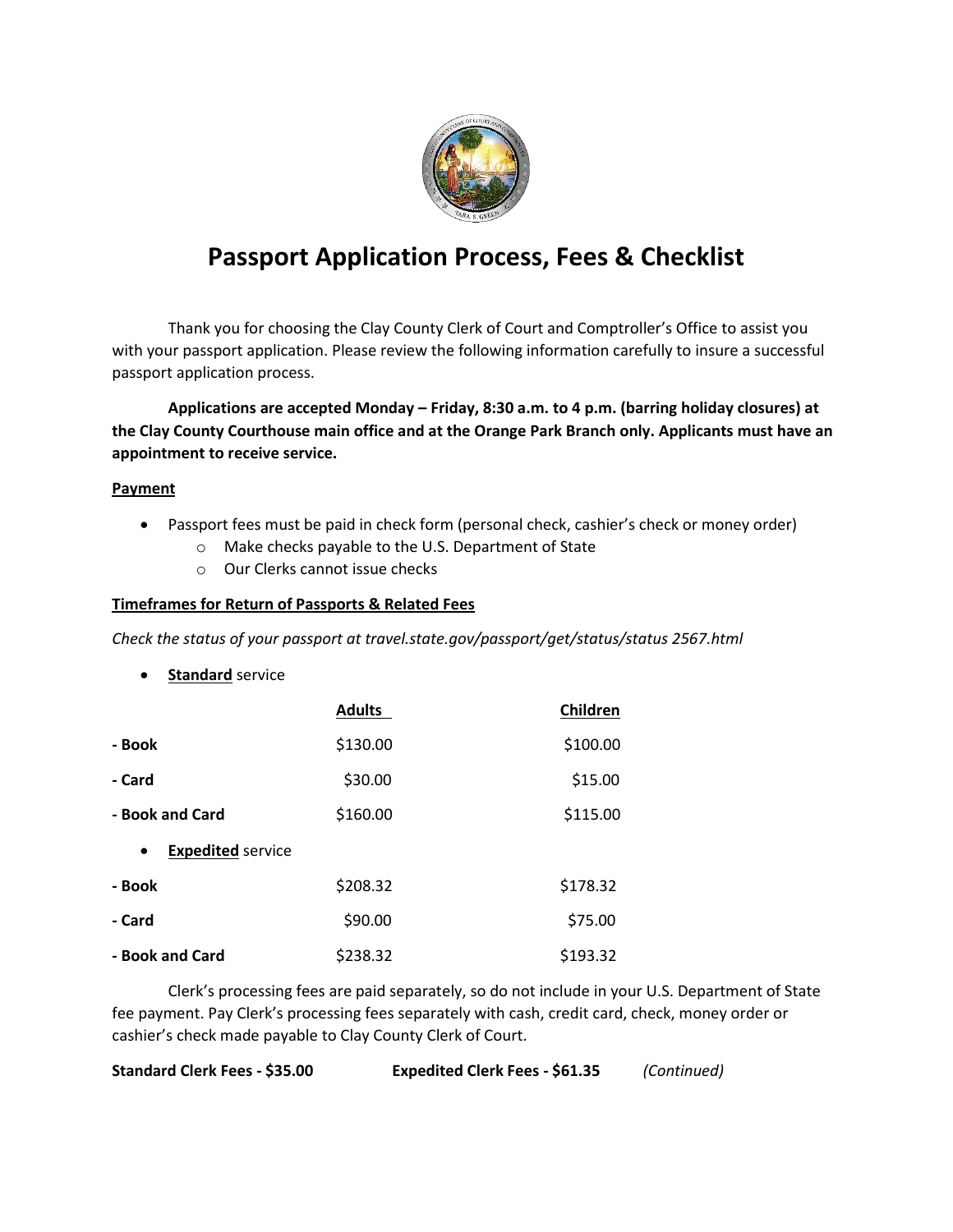# Passport Application Process, Fees & Checklist

Thank you for choosing the Clay County Clerk of Court and Comptroller's Office to assist you with your passport application. Please review the following information carefully to insure a successful passport application process.

**Applications are accepted Monday – Friday, 8:30 a.m. to 4 p.m. (barring holiday closures) at the Clay County Courthouse main office and at the Orange Park Branch only. Applicants must have an appointment to receive service.**

**Payment**

- Passport fees must be paid in check form (personal check, cashier's check or money order)
  - Make checks payable to the U.S. Department of State
  - Our Clerks cannot issue checks

**Timeframes for Return of Passports & Related Fees**

*Check the status of your passport at travel.state.gov/passport/get/status/status 2567.html*

- **Standard** service

| | **Adults** | **Children** |
|---|---|---|
| **- Book** | $130.00 | $100.00 |
| **- Card** | $30.00 | $15.00 |
| **- Book and Card** | $160.00 | $115.00 |

- **Expedited** service

| | **Adults** | **Children** |
|---|---|---|
| **- Book** | $208.32 | $178.32 |
| **- Card** | $90.00 | $75.00 |
| **- Book and Card** | $238.32 | $193.32 |

Clerk's processing fees are paid separately, so do not include in your U.S. Department of State fee payment. Pay Clerk's processing fees separately with cash, credit card, check, money order or cashier's check made payable to Clay County Clerk of Court.

**Standard Clerk Fees - $35.00** **Expedited Clerk Fees - $61.35** *(Continued)*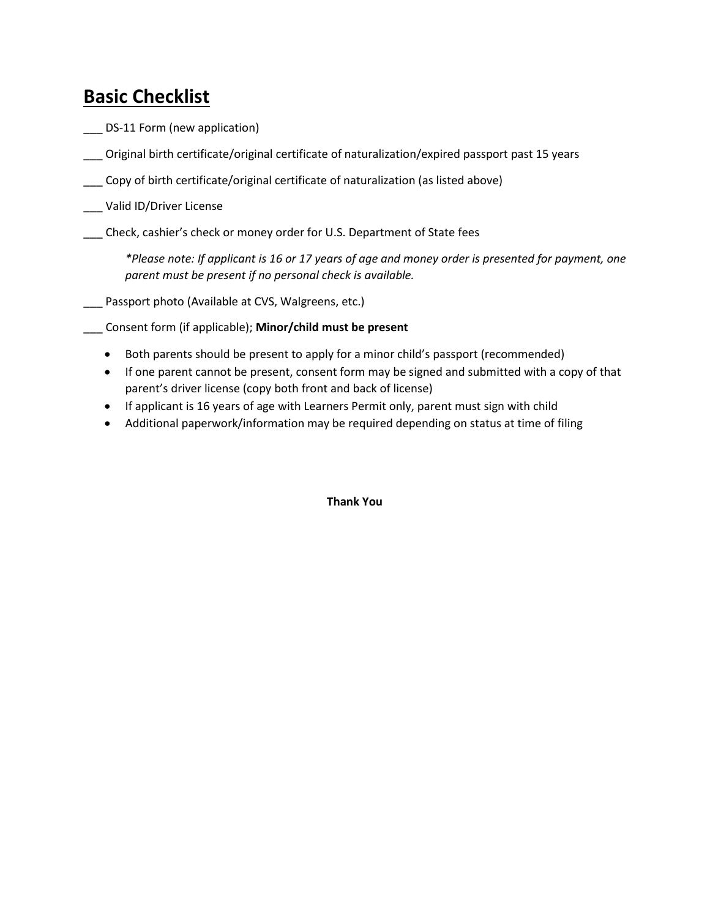## Basic Checklist

___ DS-11 Form (new application)

___ Original birth certificate/original certificate of naturalization/expired passport past 15 years

___ Copy of birth certificate/original certificate of naturalization (as listed above)

___ Valid ID/Driver License

___ Check, cashier's check or money order for U.S. Department of State fees

> *\*Please note: If applicant is 16 or 17 years of age and money order is presented for payment, one parent must be present if no personal check is available.*

___ Passport photo (Available at CVS, Walgreens, etc.)

___ Consent form (if applicable); **Minor/child must be present**

- Both parents should be present to apply for a minor child's passport (recommended)
- If one parent cannot be present, consent form may be signed and submitted with a copy of that parent's driver license (copy both front and back of license)
- If applicant is 16 years of age with Learners Permit only, parent must sign with child
- Additional paperwork/information may be required depending on status at time of filing

**Thank You**